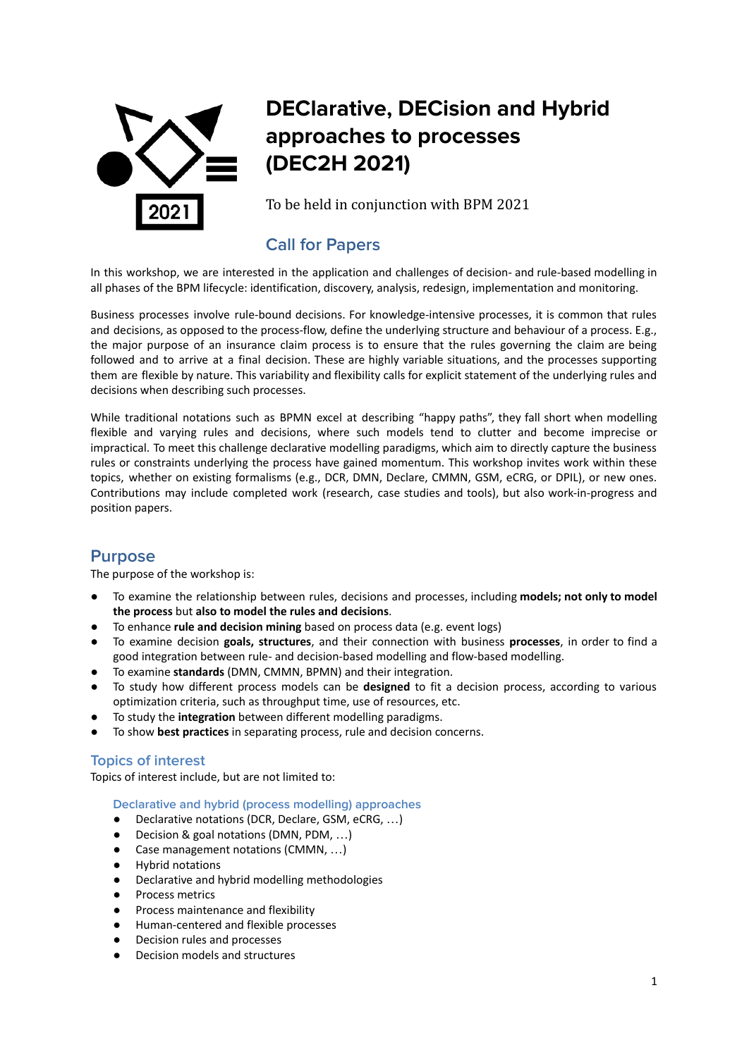# DEClarative, DECision and Hybrid approaches to processes (DEC2H 2021)

To be held in conjunction with BPM 2021

## Call for Papers

In this workshop, we are interested in the application and challenges of decision- and rule-based modelling in all phases of the BPM lifecycle: identification, discovery, analysis, redesign, implementation and monitoring.

Business processes involve rule-bound decisions. For knowledge-intensive processes, it is common that rules and decisions, as opposed to the process-flow, define the underlying structure and behaviour of a process. E.g., the major purpose of an insurance claim process is to ensure that the rules governing the claim are being followed and to arrive at a final decision. These are highly variable situations, and the processes supporting them are flexible by nature. This variability and flexibility calls for explicit statement of the underlying rules and decisions when describing such processes.

While traditional notations such as BPMN excel at describing "happy paths", they fall short when modelling flexible and varying rules and decisions, where such models tend to clutter and become imprecise or impractical. To meet this challenge declarative modelling paradigms, which aim to directly capture the business rules or constraints underlying the process have gained momentum. This workshop invites work within these topics, whether on existing formalisms (e.g., DCR, DMN, Declare, CMMN, GSM, eCRG, or DPIL), or new ones. Contributions may include completed work (research, case studies and tools), but also work-in-progress and position papers.

## Purpose

The purpose of the workshop is:

- To examine the relationship between rules, decisions and processes, including **models; not only to model the process** but **also to model the rules and decisions**.
- To enhance **rule and decision mining** based on process data (e.g. event logs)
- To examine decision **goals, structures**, and their connection with business **processes**, in order to find a good integration between rule- and decision-based modelling and flow-based modelling.
- To examine **standards** (DMN, CMMN, BPMN) and their integration.
- To study how different process models can be **designed** to fit a decision process, according to various optimization criteria, such as throughput time, use of resources, etc.
- To study the **integration** between different modelling paradigms.
- To show **best practices** in separating process, rule and decision concerns.

### Topics of interest

Topics of interest include, but are not limited to:

#### Declarative and hybrid (process modelling) approaches

- Declarative notations (DCR, Declare, GSM, eCRG, …)
- Decision & goal notations (DMN, PDM, …)
- Case management notations (CMMN, …)
- Hybrid notations
- Declarative and hybrid modelling methodologies
- Process metrics
- Process maintenance and flexibility
- Human-centered and flexible processes
- Decision rules and processes
- Decision models and structures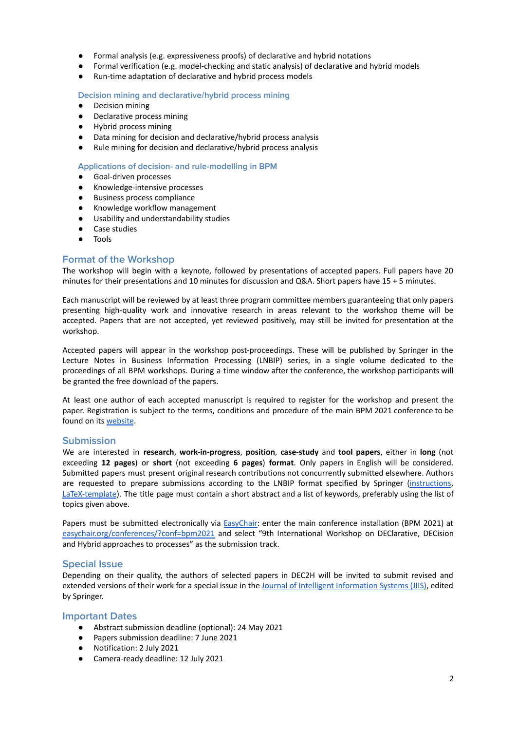- Formal analysis (e.g. expressiveness proofs) of declarative and hybrid notations
- Formal verification (e.g. model-checking and static analysis) of declarative and hybrid models
- Run-time adaptation of declarative and hybrid process models

### Decision mining and declarative/hybrid process mining

- Decision mining
- Declarative process mining
- Hybrid process mining
- Data mining for decision and declarative/hybrid process analysis
- Rule mining for decision and declarative/hybrid process analysis

### Applications of decision- and rule-modelling in BPM

- Goal-driven processes
- Knowledge-intensive processes
- Business process compliance
- Knowledge workflow management
- Usability and understandability studies
- Case studies
- Tools

## Format of the Workshop

The workshop will begin with a keynote, followed by presentations of accepted papers. Full papers have 20 minutes for their presentations and 10 minutes for discussion and Q&A. Short papers have 15 + 5 minutes.

Each manuscript will be reviewed by at least three program committee members guaranteeing that only papers presenting high-quality work and innovative research in areas relevant to the workshop theme will be accepted. Papers that are not accepted, yet reviewed positively, may still be invited for presentation at the workshop.

Accepted papers will appear in the workshop post-proceedings. These will be published by Springer in the Lecture Notes in Business Information Processing (LNBIP) series, in a single volume dedicated to the proceedings of all BPM workshops. During a time window after the conference, the workshop participants will be granted the free download of the papers.

At least one author of each accepted manuscript is required to register for the workshop and present the paper. Registration is subject to the terms, conditions and procedure of the main BPM 2021 conference to be found on its website.

## Submission

We are interested in **research**, **work-in-progress**, **position**, **case-study** and **tool papers**, either in **long** (not exceeding **12 pages**) or **short** (not exceeding **6 pages**) **format**. Only papers in English will be considered. Submitted papers must present original research contributions not concurrently submitted elsewhere. Authors are requested to prepare submissions according to the LNBIP format specified by Springer (instructions, LaTeX-template). The title page must contain a short abstract and a list of keywords, preferably using the list of topics given above.

Papers must be submitted electronically via EasyChair: enter the main conference installation (BPM 2021) at easychair.org/conferences/?conf=bpm2021 and select "9th International Workshop on DEClarative, DECision and Hybrid approaches to processes" as the submission track.

## Special Issue

Depending on their quality, the authors of selected papers in DEC2H will be invited to submit revised and extended versions of their work for a special issue in the Journal of Intelligent Information Systems (JIIS), edited by Springer.

## Important Dates

- Abstract submission deadline (optional): 24 May 2021
- Papers submission deadline: 7 June 2021
- Notification: 2 July 2021
- Camera-ready deadline: 12 July 2021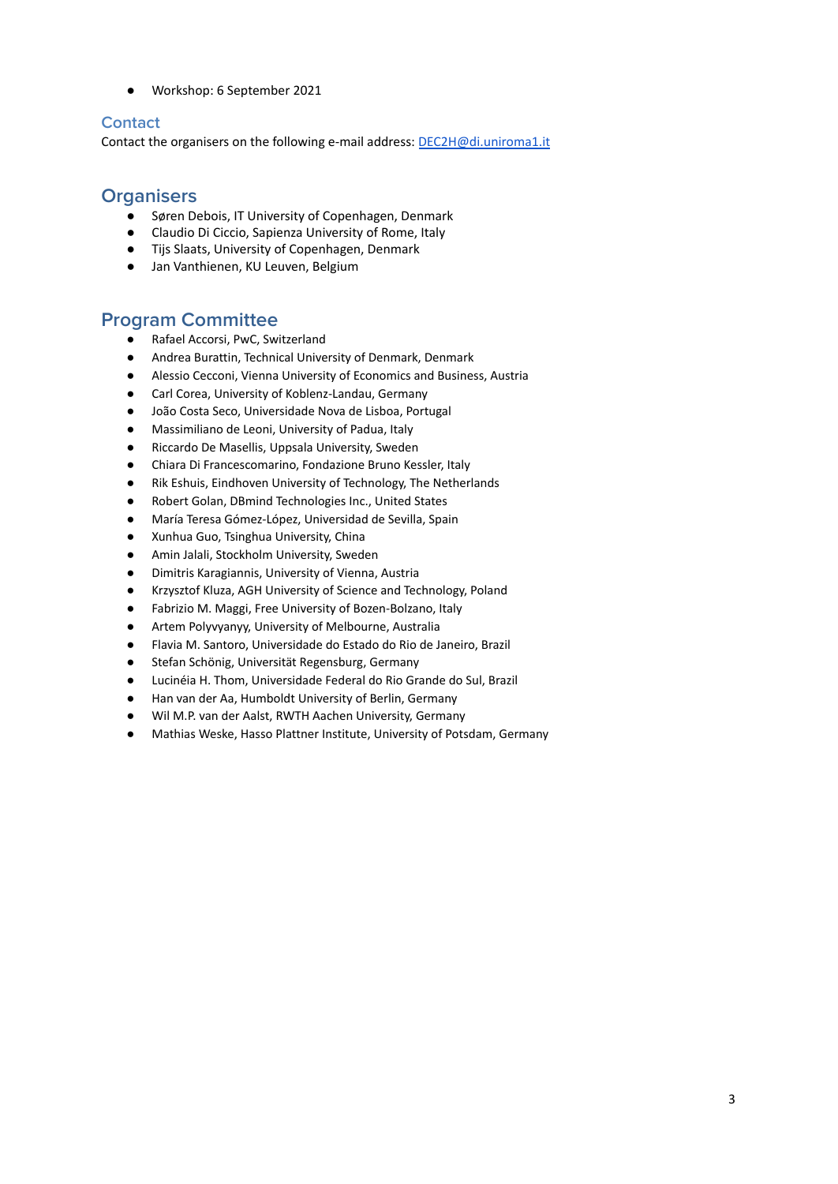- Workshop: 6 September 2021

## Contact

Contact the organisers on the following e-mail address: DEC2H@di.uniroma1.it

## Organisers

- Søren Debois, IT University of Copenhagen, Denmark
- Claudio Di Ciccio, Sapienza University of Rome, Italy
- Tijs Slaats, University of Copenhagen, Denmark
- Jan Vanthienen, KU Leuven, Belgium

## Program Committee

- Rafael Accorsi, PwC, Switzerland
- Andrea Burattin, Technical University of Denmark, Denmark
- Alessio Cecconi, Vienna University of Economics and Business, Austria
- Carl Corea, University of Koblenz-Landau, Germany
- João Costa Seco, Universidade Nova de Lisboa, Portugal
- Massimiliano de Leoni, University of Padua, Italy
- Riccardo De Masellis, Uppsala University, Sweden
- Chiara Di Francescomarino, Fondazione Bruno Kessler, Italy
- Rik Eshuis, Eindhoven University of Technology, The Netherlands
- Robert Golan, DBmind Technologies Inc., United States
- María Teresa Gómez-López, Universidad de Sevilla, Spain
- Xunhua Guo, Tsinghua University, China
- Amin Jalali, Stockholm University, Sweden
- Dimitris Karagiannis, University of Vienna, Austria
- Krzysztof Kluza, AGH University of Science and Technology, Poland
- Fabrizio M. Maggi, Free University of Bozen-Bolzano, Italy
- Artem Polyvyanyy, University of Melbourne, Australia
- Flavia M. Santoro, Universidade do Estado do Rio de Janeiro, Brazil
- Stefan Schönig, Universität Regensburg, Germany
- Lucinéia H. Thom, Universidade Federal do Rio Grande do Sul, Brazil
- Han van der Aa, Humboldt University of Berlin, Germany
- Wil M.P. van der Aalst, RWTH Aachen University, Germany
- Mathias Weske, Hasso Plattner Institute, University of Potsdam, Germany